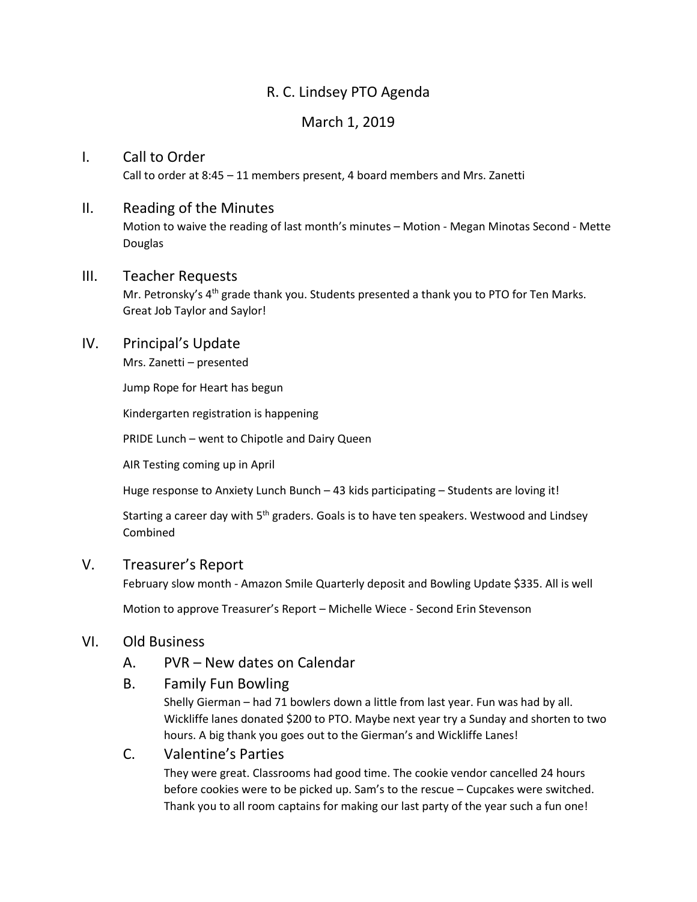# R. C. Lindsey PTO Agenda

## March 1, 2019

## I. Call to Order

Call to order at 8:45 – 11 members present, 4 board members and Mrs. Zanetti

## II. Reading of the Minutes

Motion to waive the reading of last month's minutes – Motion - Megan Minotas Second - Mette Douglas

## III. Teacher Requests

Mr. Petronsky's 4th grade thank you. Students presented a thank you to PTO for Ten Marks. Great Job Taylor and Saylor!

## IV. Principal's Update

Mrs. Zanetti – presented

Jump Rope for Heart has begun

Kindergarten registration is happening

PRIDE Lunch – went to Chipotle and Dairy Queen

AIR Testing coming up in April

Huge response to Anxiety Lunch Bunch – 43 kids participating – Students are loving it!

Starting a career day with 5th graders. Goals is to have ten speakers. Westwood and Lindsey Combined

## V. Treasurer's Report

February slow month - Amazon Smile Quarterly deposit and Bowling Update $335. All is well

Motion to approve Treasurer's Report – Michelle Wiece - Second Erin Stevenson

## VI. Old Business

### A. PVR – New dates on Calendar

### B. Family Fun Bowling

Shelly Gierman – had 71 bowlers down a little from last year. Fun was had by all. Wickliffe lanes donated $200 to PTO. Maybe next year try a Sunday and shorten to two hours. A big thank you goes out to the Gierman's and Wickliffe Lanes!

### C. Valentine's Parties

They were great. Classrooms had good time. The cookie vendor cancelled 24 hours before cookies were to be picked up. Sam's to the rescue – Cupcakes were switched. Thank you to all room captains for making our last party of the year such a fun one!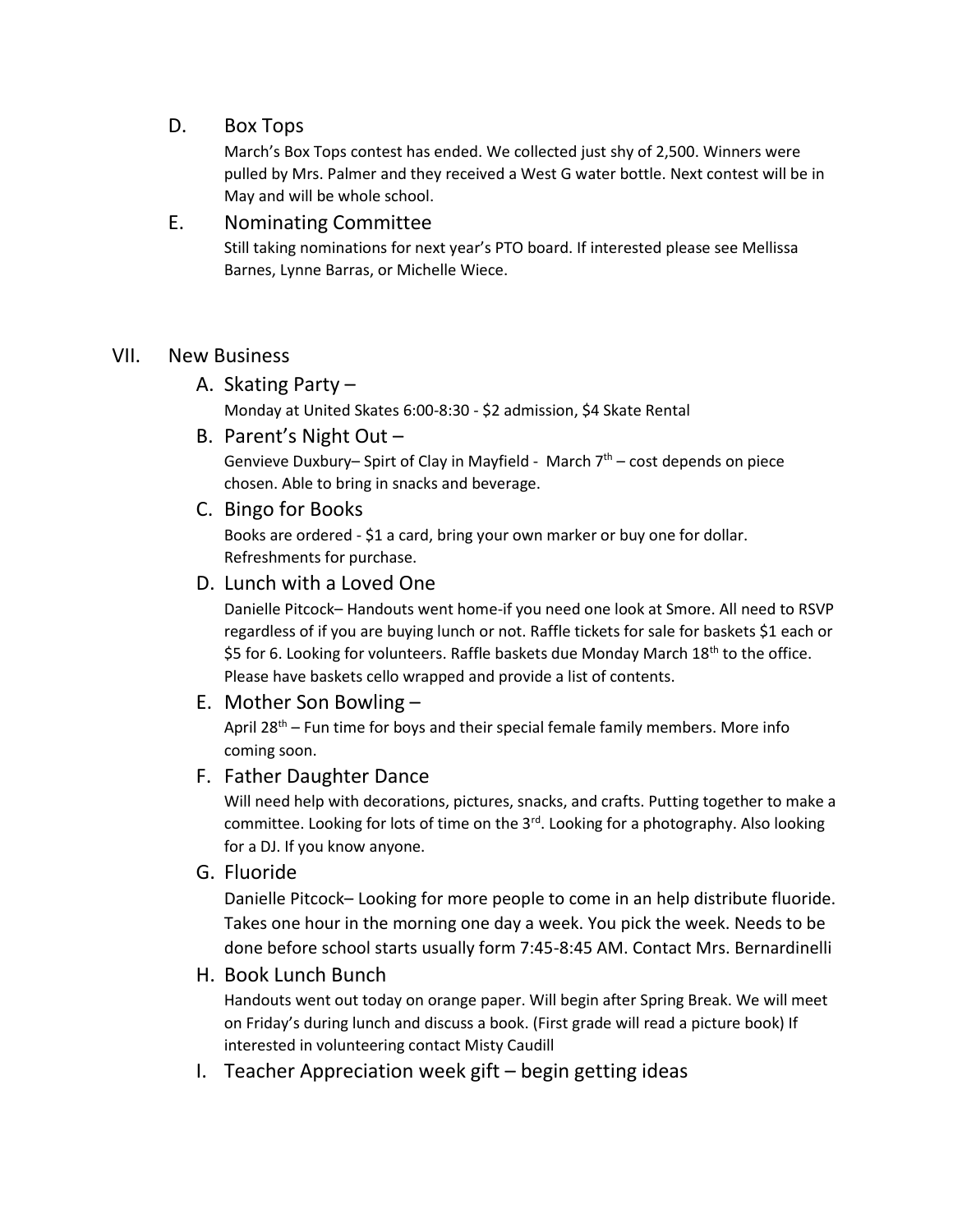D. Box Tops

March's Box Tops contest has ended. We collected just shy of 2,500. Winners were pulled by Mrs. Palmer and they received a West G water bottle. Next contest will be in May and will be whole school.

E. Nominating Committee

Still taking nominations for next year's PTO board. If interested please see Mellissa Barnes, Lynne Barras, or Michelle Wiece.

## VII. New Business

A. Skating Party –

Monday at United Skates 6:00-8:30 - $2 admission, $4 Skate Rental

B. Parent's Night Out –

Genvieve Duxbury– Spirt of Clay in Mayfield - March 7th – cost depends on piece chosen. Able to bring in snacks and beverage.

C. Bingo for Books

Books are ordered - $1 a card, bring your own marker or buy one for dollar. Refreshments for purchase.

D. Lunch with a Loved One

Danielle Pitcock– Handouts went home-if you need one look at Smore. All need to RSVP regardless of if you are buying lunch or not. Raffle tickets for sale for baskets $1 each or $5 for 6. Looking for volunteers. Raffle baskets due Monday March 18th to the office. Please have baskets cello wrapped and provide a list of contents.

E. Mother Son Bowling –

April 28th – Fun time for boys and their special female family members. More info coming soon.

F. Father Daughter Dance

Will need help with decorations, pictures, snacks, and crafts. Putting together to make a committee. Looking for lots of time on the 3rd. Looking for a photography. Also looking for a DJ. If you know anyone.

G. Fluoride

Danielle Pitcock– Looking for more people to come in an help distribute fluoride. Takes one hour in the morning one day a week. You pick the week. Needs to be done before school starts usually form 7:45-8:45 AM. Contact Mrs. Bernardinelli

H. Book Lunch Bunch

Handouts went out today on orange paper. Will begin after Spring Break. We will meet on Friday's during lunch and discuss a book. (First grade will read a picture book) If interested in volunteering contact Misty Caudill

I. Teacher Appreciation week gift – begin getting ideas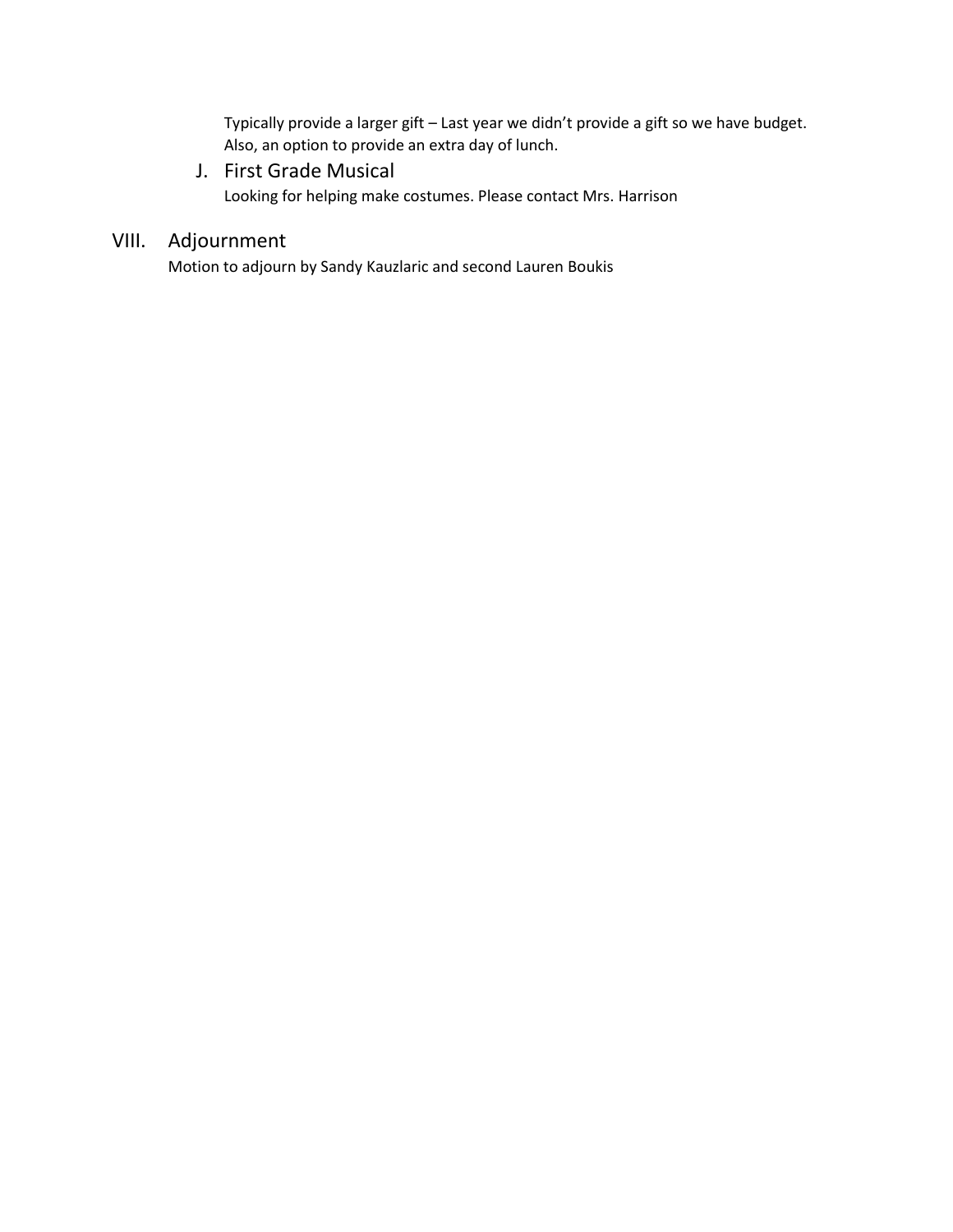Typically provide a larger gift – Last year we didn't provide a gift so we have budget. Also, an option to provide an extra day of lunch.

### J. First Grade Musical

Looking for helping make costumes. Please contact Mrs. Harrison

## VIII. Adjournment

Motion to adjourn by Sandy Kauzlaric and second Lauren Boukis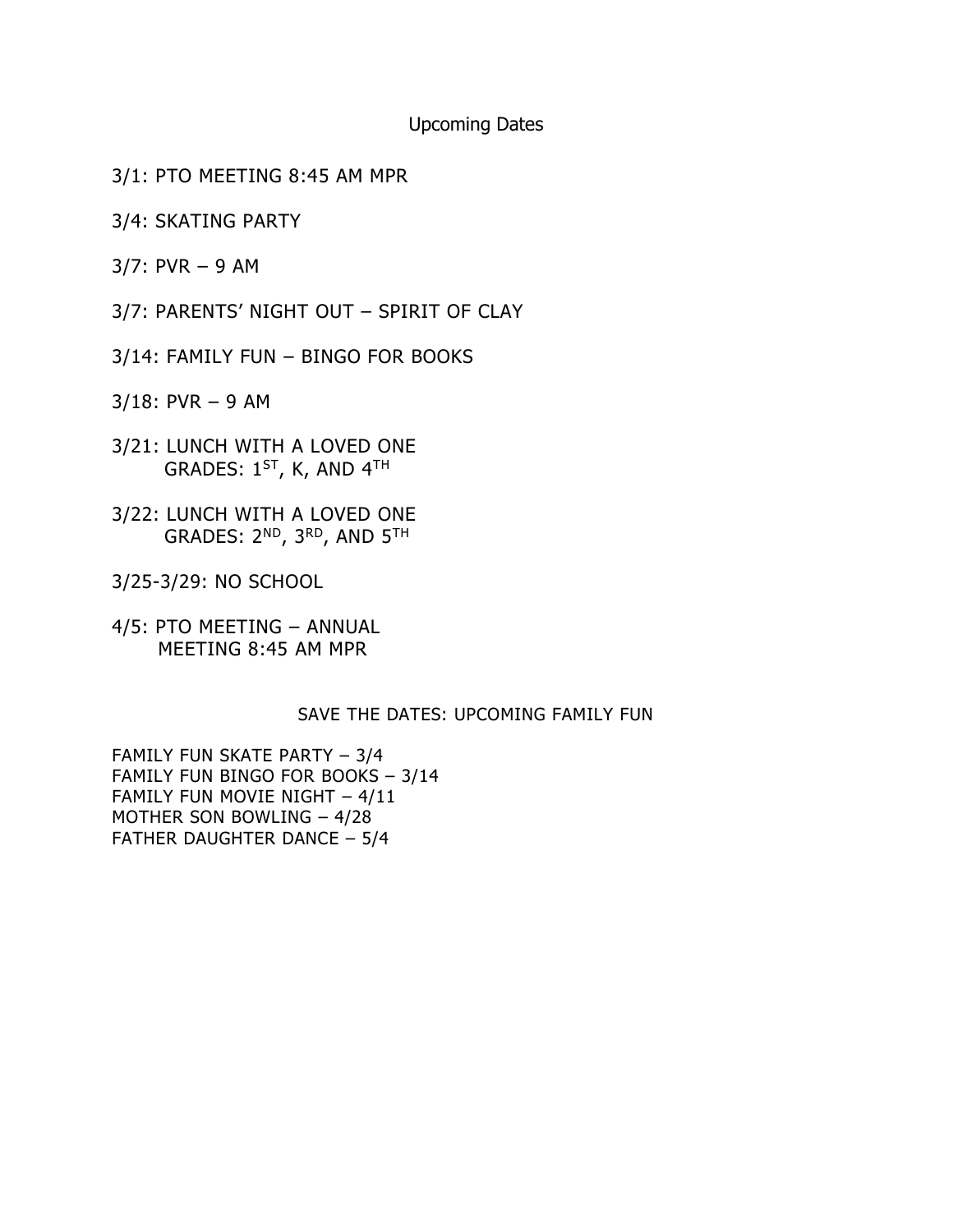## Upcoming Dates

3/1: PTO MEETING 8:45 AM MPR

3/4: SKATING PARTY

3/7: PVR – 9 AM

3/7: PARENTS' NIGHT OUT – SPIRIT OF CLAY

3/14: FAMILY FUN – BINGO FOR BOOKS

3/18: PVR – 9 AM

3/21: LUNCH WITH A LOVED ONE
GRADES: 1ST, K, AND 4TH

3/22: LUNCH WITH A LOVED ONE
GRADES: 2ND, 3RD, AND 5TH

3/25-3/29: NO SCHOOL

4/5: PTO MEETING – ANNUAL
MEETING 8:45 AM MPR

### SAVE THE DATES: UPCOMING FAMILY FUN

FAMILY FUN SKATE PARTY – 3/4
FAMILY FUN BINGO FOR BOOKS – 3/14
FAMILY FUN MOVIE NIGHT – 4/11
MOTHER SON BOWLING – 4/28
FATHER DAUGHTER DANCE – 5/4